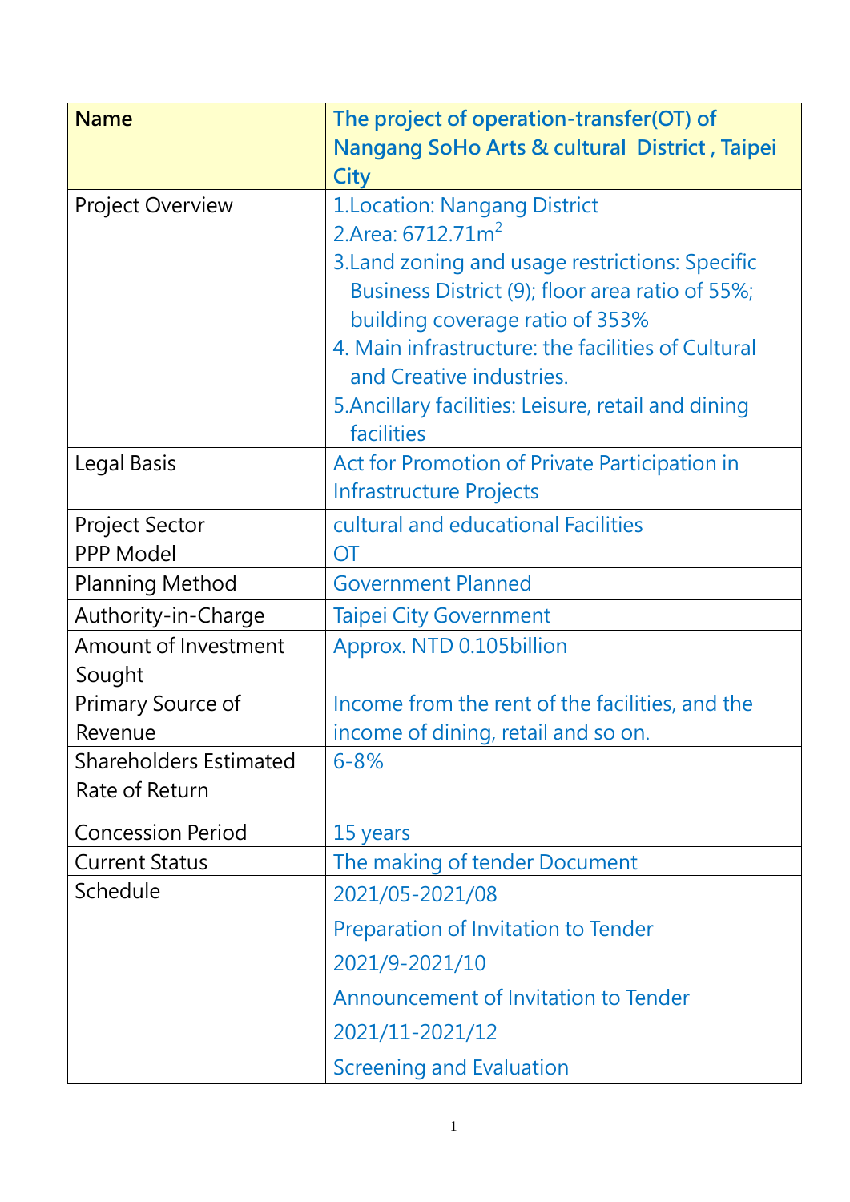| Name | The project of operation-transfer(OT) of Nangang SoHo Arts & cultural District , Taipei City |
|---|---|
| Project Overview | 1.Location: Nangang District<br>2.Area: 6712.71m$^2$<br>3.Land zoning and usage restrictions: Specific Business District (9); floor area ratio of 55%; building coverage ratio of 353%<br>4. Main infrastructure: the facilities of Cultural and Creative industries.<br>5.Ancillary facilities: Leisure, retail and dining facilities |
| Legal Basis | Act for Promotion of Private Participation in Infrastructure Projects |
| Project Sector | cultural and educational Facilities |
| PPP Model | OT |
| Planning Method | Government Planned |
| Authority-in-Charge | Taipei City Government |
| Amount of Investment Sought | Approx. NTD 0.105billion |
| Primary Source of Revenue | Income from the rent of the facilities, and the income of dining, retail and so on. |
| Shareholders Estimated Rate of Return | 6-8% |
| Concession Period | 15 years |
| Current Status | The making of tender Document |
| Schedule | 2021/05-2021/08<br>Preparation of Invitation to Tender<br>2021/9-2021/10<br>Announcement of Invitation to Tender<br>2021/11-2021/12<br>Screening and Evaluation |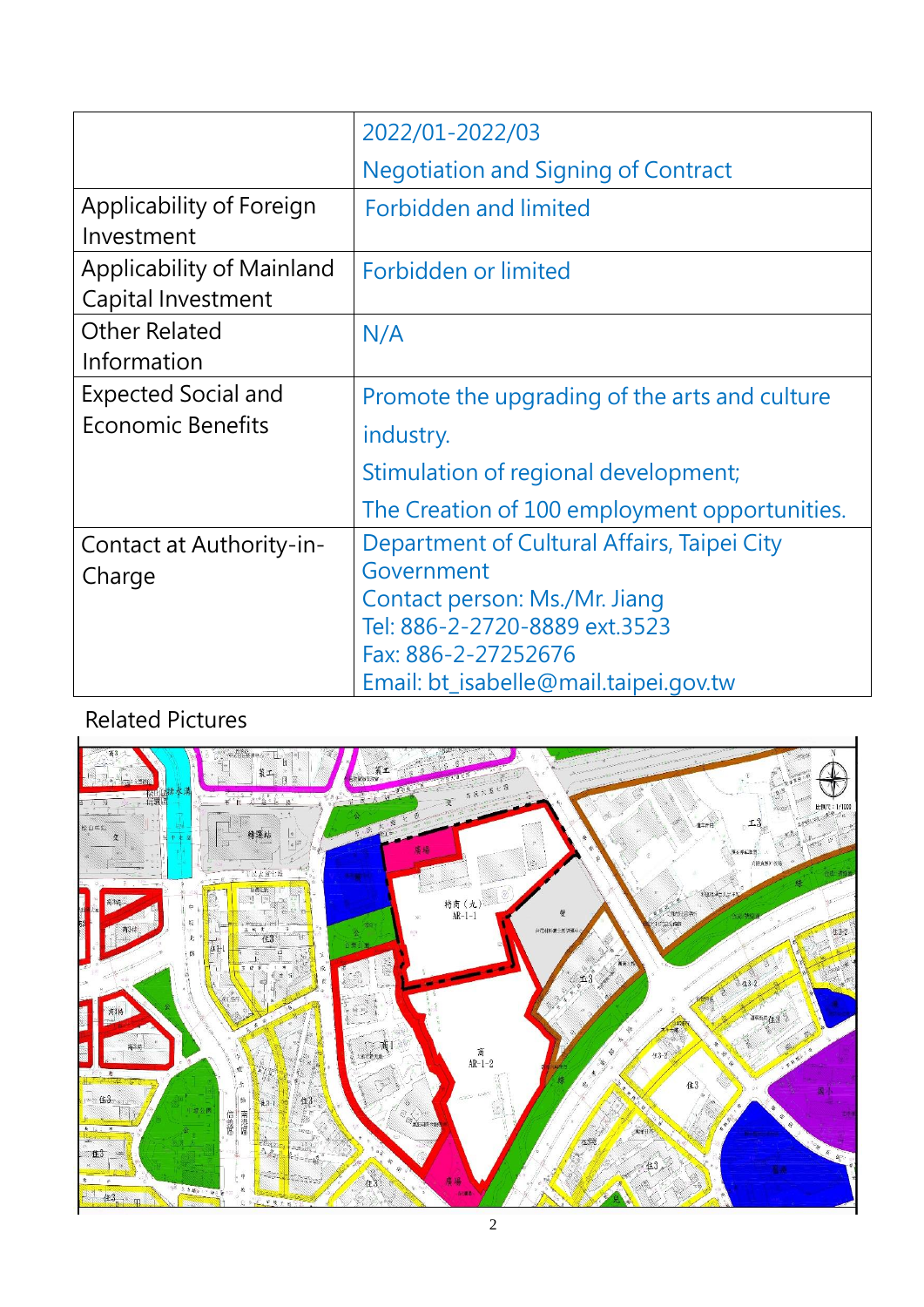| | |
|---|---|
| | 2022/01-2022/03<br>Negotiation and Signing of Contract |
| Applicability of Foreign Investment | Forbidden and limited |
| Applicability of Mainland Capital Investment | Forbidden or limited |
| Other Related Information | N/A |
| Expected Social and Economic Benefits | Promote the upgrading of the arts and culture industry.<br>Stimulation of regional development;<br>The Creation of 100 employment opportunities. |
| Contact at Authority-in-Charge | Department of Cultural Affairs, Taipei City Government<br>Contact person: Ms./Mr. Jiang<br>Tel: 886-2-2720-8889 ext.3523<br>Fax: 886-2-27252676<br>Email: bt_isabelle@mail.taipei.gov.tw |

Related Pictures